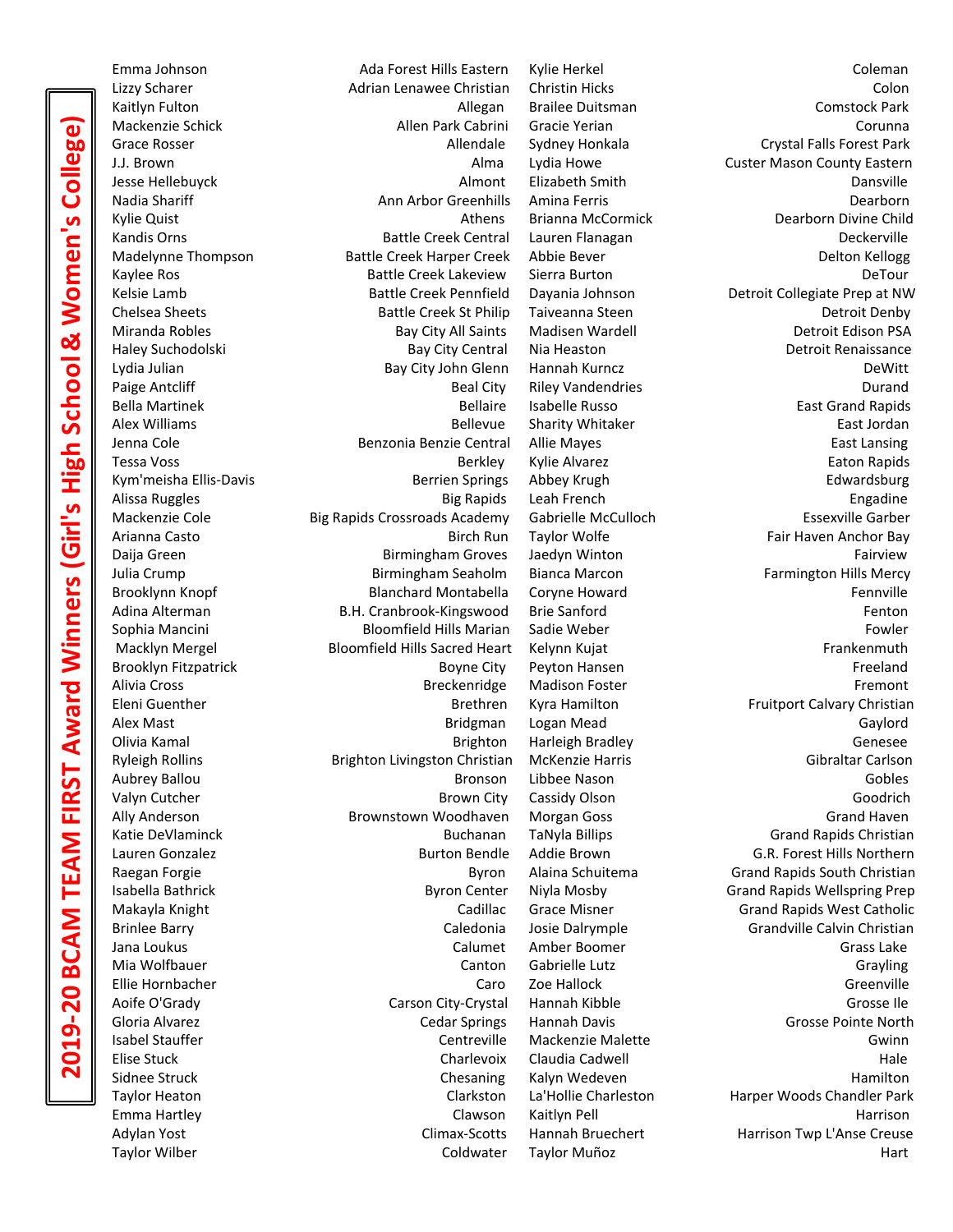# 2019-20 BCAM TEAM FIRST Award Winners (Girl's High School & Women's College)

| Name | School | Name | School |
|---|---|---|---|
| Emma Johnson | Ada Forest Hills Eastern | Kylie Herkel | Coleman |
| Lizzy Scharer | Adrian Lenawee Christian | Christin Hicks | Colon |
| Kaitlyn Fulton | Allegan | Brailee Duitsman | Comstock Park |
| Mackenzie Schick | Allen Park Cabrini | Gracie Yerian | Corunna |
| Grace Rosser | Allendale | Sydney Honkala | Crystal Falls Forest Park |
| J.J. Brown | Alma | Lydia Howe | Custer Mason County Eastern |
| Jesse Hellebuyck | Almont | Elizabeth Smith | Dansville |
| Nadia Shariff | Ann Arbor Greenhills | Amina Ferris | Dearborn |
| Kylie Quist | Athens | Brianna McCormick | Dearborn Divine Child |
| Kandis Orns | Battle Creek Central | Lauren Flanagan | Deckerville |
| Madelynne Thompson | Battle Creek Harper Creek | Abbie Bever | Delton Kellogg |
| Kaylee Ros | Battle Creek Lakeview | Sierra Burton | DeTour |
| Kelsie Lamb | Battle Creek Pennfield | Dayania Johnson | Detroit Collegiate Prep at NW |
| Chelsea Sheets | Battle Creek St Philip | Taiveanna Steen | Detroit Denby |
| Miranda Robles | Bay City All Saints | Madisen Wardell | Detroit Edison PSA |
| Haley Suchodolski | Bay City Central | Nia Heaston | Detroit Renaissance |
| Lydia Julian | Bay City John Glenn | Hannah Kurncz | DeWitt |
| Paige Antcliff | Beal City | Riley Vandendries | Durand |
| Bella Martinek | Bellaire | Isabelle Russo | East Grand Rapids |
| Alex Williams | Bellevue | Sharity Whitaker | East Jordan |
| Jenna Cole | Benzonia Benzie Central | Allie Mayes | East Lansing |
| Tessa Voss | Berkley | Kylie Alvarez | Eaton Rapids |
| Kym'meisha Ellis-Davis | Berrien Springs | Abbey Krugh | Edwardsburg |
| Alissa Ruggles | Big Rapids | Leah French | Engadine |
| Mackenzie Cole | Big Rapids Crossroads Academy | Gabrielle McCulloch | Essexville Garber |
| Arianna Casto | Birch Run | Taylor Wolfe | Fair Haven Anchor Bay |
| Daija Green | Birmingham Groves | Jaedyn Winton | Fairview |
| Julia Crump | Birmingham Seaholm | Bianca Marcon | Farmington Hills Mercy |
| Brooklynn Knopf | Blanchard Montabella | Coryne Howard | Fennville |
| Adina Alterman | B.H. Cranbrook-Kingswood | Brie Sanford | Fenton |
| Sophia Mancini | Bloomfield Hills Marian | Sadie Weber | Fowler |
| Macklyn Mergel | Bloomfield Hills Sacred Heart | Kelynn Kujat | Frankenmuth |
| Brooklyn Fitzpatrick | Boyne City | Peyton Hansen | Freeland |
| Alivia Cross | Breckenridge | Madison Foster | Fremont |
| Eleni Guenther | Brethren | Kyra Hamilton | Fruitport Calvary Christian |
| Alex Mast | Bridgman | Logan Mead | Gaylord |
| Olivia Kamal | Brighton | Harleigh Bradley | Genesee |
| Ryleigh Rollins | Brighton Livingston Christian | McKenzie Harris | Gibraltar Carlson |
| Aubrey Ballou | Bronson | Libbee Nason | Gobles |
| Valyn Cutcher | Brown City | Cassidy Olson | Goodrich |
| Ally Anderson | Brownstown Woodhaven | Morgan Goss | Grand Haven |
| Katie DeVlaminck | Buchanan | TaNyla Billips | Grand Rapids Christian |
| Lauren Gonzalez | Burton Bendle | Addie Brown | G.R. Forest Hills Northern |
| Raegan Forgie | Byron | Alaina Schuitema | Grand Rapids South Christian |
| Isabella Bathrick | Byron Center | Niyla Mosby | Grand Rapids Wellspring Prep |
| Makayla Knight | Cadillac | Grace Misner | Grand Rapids West Catholic |
| Brinlee Barry | Caledonia | Josie Dalrymple | Grandville Calvin Christian |
| Jana Loukus | Calumet | Amber Boomer | Grass Lake |
| Mia Wolfbauer | Canton | Gabrielle Lutz | Grayling |
| Ellie Hornbacher | Caro | Zoe Hallock | Greenville |
| Aoife O'Grady | Carson City-Crystal | Hannah Kibble | Grosse Ile |
| Gloria Alvarez | Cedar Springs | Hannah Davis | Grosse Pointe North |
| Isabel Stauffer | Centreville | Mackenzie Malette | Gwinn |
| Elise Stuck | Charlevoix | Claudia Cadwell | Hale |
| Sidnee Struck | Chesaning | Kalyn Wedeven | Hamilton |
| Taylor Heaton | Clarkston | La'Hollie Charleston | Harper Woods Chandler Park |
| Emma Hartley | Clawson | Kaitlyn Pell | Harrison |
| Adylan Yost | Climax-Scotts | Hannah Bruechert | Harrison Twp L'Anse Creuse |
| Taylor Wilber | Coldwater | Taylor Muñoz | Hart |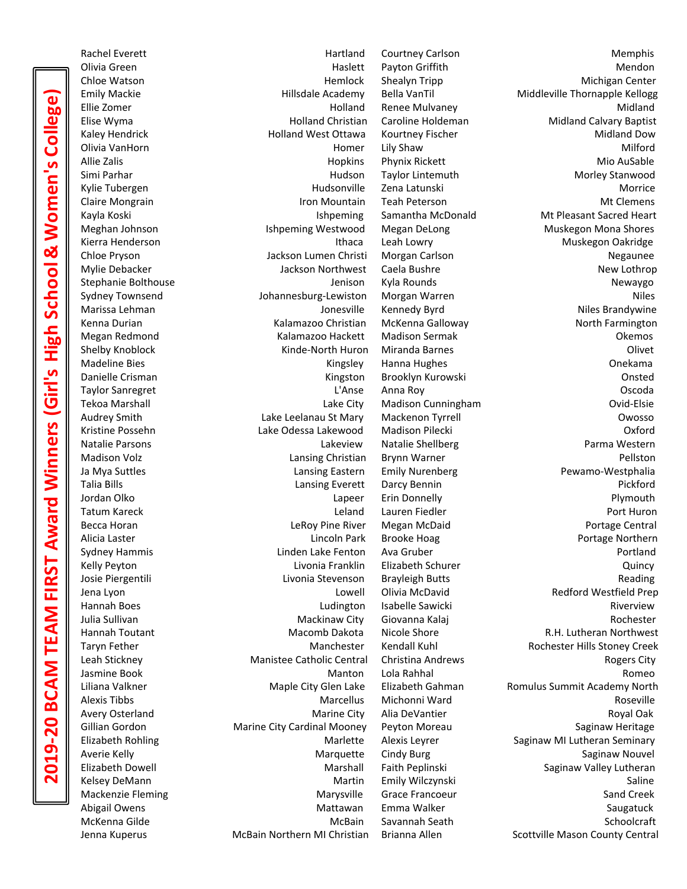# 2019-20 BCAM TEAM FIRST Award Winners (Girl's High School & Women's College)

| Name | School |
|---|---|
| Rachel Everett | Hartland |
| Olivia Green | Haslett |
| Chloe Watson | Hemlock |
| Emily Mackie | Hillsdale Academy |
| Ellie Zomer | Holland |
| Elise Wyma | Holland Christian |
| Kaley Hendrick | Holland West Ottawa |
| Olivia VanHorn | Homer |
| Allie Zalis | Hopkins |
| Simi Parhar | Hudson |
| Kylie Tubergen | Hudsonville |
| Claire Mongrain | Iron Mountain |
| Kayla Koski | Ishpeming |
| Meghan Johnson | Ishpeming Westwood |
| Kierra Henderson | Ithaca |
| Chloe Pryson | Jackson Lumen Christi |
| Mylie Debacker | Jackson Northwest |
| Stephanie Bolthouse | Jenison |
| Sydney Townsend | Johannesburg-Lewiston |
| Marissa Lehman | Jonesville |
| Kenna Durian | Kalamazoo Christian |
| Megan Redmond | Kalamazoo Hackett |
| Shelby Knoblock | Kinde-North Huron |
| Madeline Bies | Kingsley |
| Danielle Crisman | Kingston |
| Taylor Sanregret | L'Anse |
| Tekoa Marshall | Lake City |
| Audrey Smith | Lake Leelanau St Mary |
| Kristine Possehn | Lake Odessa Lakewood |
| Natalie Parsons | Lakeview |
| Madison Volz | Lansing Christian |
| Ja Mya Suttles | Lansing Eastern |
| Talia Bills | Lansing Everett |
| Jordan Olko | Lapeer |
| Tatum Kareck | Leland |
| Becca Horan | LeRoy Pine River |
| Alicia Laster | Lincoln Park |
| Sydney Hammis | Linden Lake Fenton |
| Kelly Peyton | Livonia Franklin |
| Josie Piergentili | Livonia Stevenson |
| Jena Lyon | Lowell |
| Hannah Boes | Ludington |
| Julia Sullivan | Mackinaw City |
| Hannah Toutant | Macomb Dakota |
| Taryn Fether | Manchester |
| Leah Stickney | Manistee Catholic Central |
| Jasmine Book | Manton |
| Liliana Valkner | Maple City Glen Lake |
| Alexis Tibbs | Marcellus |
| Avery Osterland | Marine City |
| Gillian Gordon | Marine City Cardinal Mooney |
| Elizabeth Rohling | Marlette |
| Averie Kelly | Marquette |
| Elizabeth Dowell | Marshall |
| Kelsey DeMann | Martin |
| Mackenzie Fleming | Marysville |
| Abigail Owens | Mattawan |
| McKenna Gilde | McBain |
| Jenna Kuperus | McBain Northern MI Christian |
| Courtney Carlson | Memphis |
| Payton Griffith | Mendon |
| Shealyn Tripp | Michigan Center |
| Bella VanTil | Middleville Thornapple Kellogg |
| Renee Mulvaney | Midland |
| Caroline Holdeman | Midland Calvary Baptist |
| Kourtney Fischer | Midland Dow |
| Lily Shaw | Milford |
| Phynix Rickett | Mio AuSable |
| Taylor Lintemuth | Morley Stanwood |
| Zena Latunski | Morrice |
| Teah Peterson | Mt Clemens |
| Samantha McDonald | Mt Pleasant Sacred Heart |
| Megan DeLong | Muskegon Mona Shores |
| Leah Lowry | Muskegon Oakridge |
| Morgan Carlson | Negaunee |
| Caela Bushre | New Lothrop |
| Kyla Rounds | Newaygo |
| Morgan Warren | Niles |
| Kennedy Byrd | Niles Brandywine |
| McKenna Galloway | North Farmington |
| Madison Sermak | Okemos |
| Miranda Barnes | Olivet |
| Hanna Hughes | Onekama |
| Brooklyn Kurowski | Onsted |
| Anna Roy | Oscoda |
| Madison Cunningham | Ovid-Elsie |
| Mackenon Tyrrell | Owosso |
| Madison Pilecki | Oxford |
| Natalie Shellberg | Parma Western |
| Brynn Warner | Pellston |
| Emily Nurenberg | Pewamo-Westphalia |
| Darcy Bennin | Pickford |
| Erin Donnelly | Plymouth |
| Lauren Fiedler | Port Huron |
| Megan McDaid | Portage Central |
| Brooke Hoag | Portage Northern |
| Ava Gruber | Portland |
| Elizabeth Schurer | Quincy |
| Brayleigh Butts | Reading |
| Olivia McDavid | Redford Westfield Prep |
| Isabelle Sawicki | Riverview |
| Giovanna Kalaj | Rochester |
| Nicole Shore | R.H. Lutheran Northwest |
| Kendall Kuhl | Rochester Hills Stoney Creek |
| Christina Andrews | Rogers City |
| Lola Rahhal | Romeo |
| Elizabeth Gahman | Romulus Summit Academy North |
| Michonni Ward | Roseville |
| Alia DeVantier | Royal Oak |
| Peyton Moreau | Saginaw Heritage |
| Alexis Leyrer | Saginaw MI Lutheran Seminary |
| Cindy Burg | Saginaw Nouvel |
| Faith Peplinski | Saginaw Valley Lutheran |
| Emily Wilczynski | Saline |
| Grace Francoeur | Sand Creek |
| Emma Walker | Saugatuck |
| Savannah Seath | Schoolcraft |
| Brianna Allen | Scottville Mason County Central |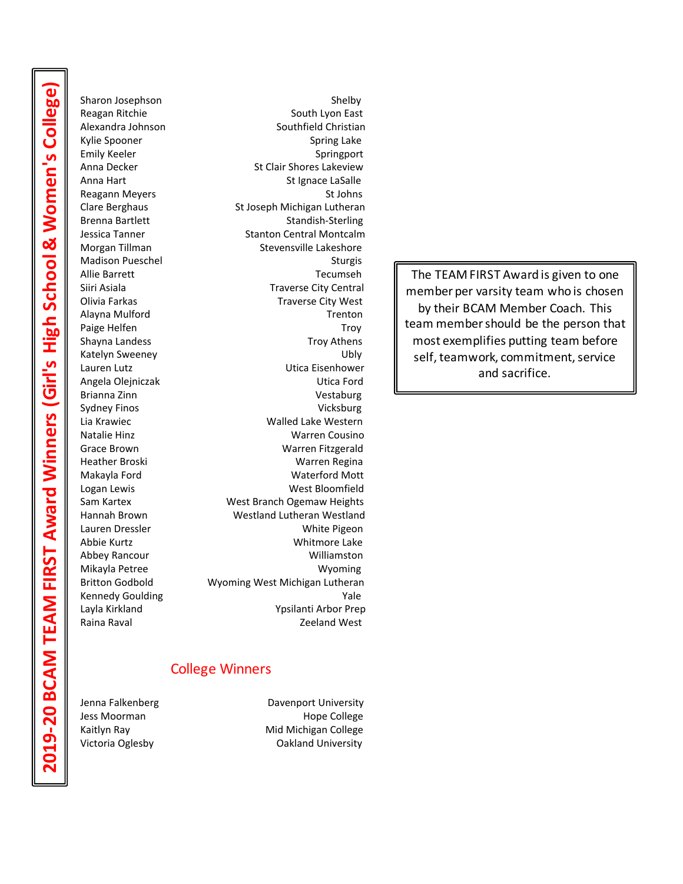# 2019-20 BCAM TEAM FIRST Award Winners (Girl's High School & Women's College)

| | |
|---|---|
| Sharon Josephson | Shelby |
| Reagan Ritchie | South Lyon East |
| Alexandra Johnson | Southfield Christian |
| Kylie Spooner | Spring Lake |
| Emily Keeler | Springport |
| Anna Decker | St Clair Shores Lakeview |
| Anna Hart | St Ignace LaSalle |
| Reagann Meyers | St Johns |
| Clare Berghaus | St Joseph Michigan Lutheran |
| Brenna Bartlett | Standish-Sterling |
| Jessica Tanner | Stanton Central Montcalm |
| Morgan Tillman | Stevensville Lakeshore |
| Madison Pueschel | Sturgis |
| Allie Barrett | Tecumseh |
| Siiri Asiala | Traverse City Central |
| Olivia Farkas | Traverse City West |
| Alayna Mulford | Trenton |
| Paige Helfen | Troy |
| Shayna Landess | Troy Athens |
| Katelyn Sweeney | Ubly |
| Lauren Lutz | Utica Eisenhower |
| Angela Olejniczak | Utica Ford |
| Brianna Zinn | Vestaburg |
| Sydney Finos | Vicksburg |
| Lia Krawiec | Walled Lake Western |
| Natalie Hinz | Warren Cousino |
| Grace Brown | Warren Fitzgerald |
| Heather Broski | Warren Regina |
| Makayla Ford | Waterford Mott |
| Logan Lewis | West Bloomfield |
| Sam Kartex | West Branch Ogemaw Heights |
| Hannah Brown | Westland Lutheran Westland |
| Lauren Dressler | White Pigeon |
| Abbie Kurtz | Whitmore Lake |
| Abbey Rancour | Williamston |
| Mikayla Petree | Wyoming |
| Britton Godbold | Wyoming West Michigan Lutheran |
| Kennedy Goulding | Yale |
| Layla Kirkland | Ypsilanti Arbor Prep |
| Raina Raval | Zeeland West |

The TEAM FIRST Award is given to one member per varsity team who is chosen by their BCAM Member Coach. This team member should be the person that most exemplifies putting team before self, teamwork, commitment, service and sacrifice.

## College Winners

| | |
|---|---|
| Jenna Falkenberg | Davenport University |
| Jess Moorman | Hope College |
| Kaitlyn Ray | Mid Michigan College |
| Victoria Oglesby | Oakland University |